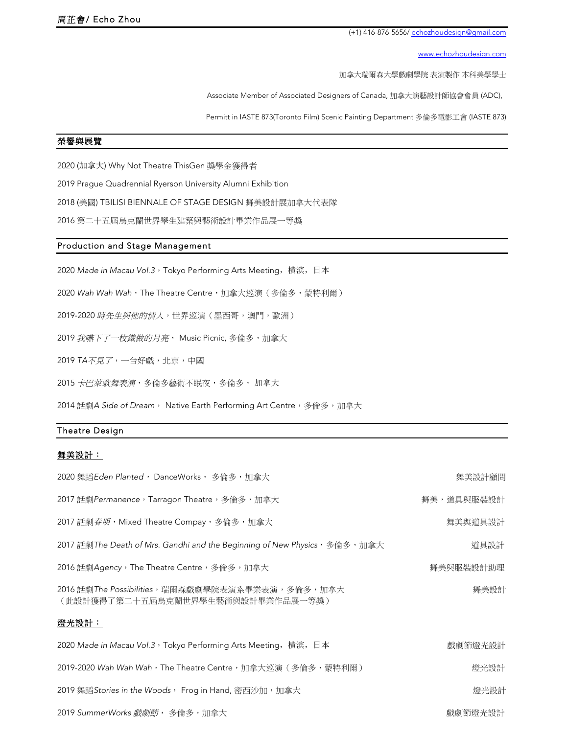# 周芷會/ Echo Zhou

(+1) 416-876-5656/ echozhoudesign@gmail.com

www.echozhoudesign.com

加拿大瑞爾森大學戲劇學院 表演製作 本科美學學士

Associate Member of Associated Designers of Canada, 加拿大演藝設計師協會會員 (ADC),

Permitt in IASTE 873(Toronto Film) Scenic Painting Department 多倫多電影工會 (IASTE 873)

## 榮譽與展覽

2020 (加拿大) Why Not Theatre ThisGen 獎學金獲得者

2019 Prague Quadrennial Ryerson University Alumni Exhibition

2018 (美國) TBILISI BIENNALE OF STAGE DESIGN 舞美設計展加拿大代表隊

2016 第二十五屆烏克蘭世界學生建築與藝術設計畢業作品展一等獎

## Production and Stage Management

2020 *Made in Macau Vol.3*，Tokyo Performing Arts Meeting，橫濱，日本

2020 *Wah Wah Wah*，The Theatre Centre，加拿大巡演（多倫多，蒙特利爾）

2019-2020 *時先生與他的情人*，世界巡演（墨西哥，澳門，歐洲）

2019 *我嚥下了一枚鐵做的月亮*， Music Picnic, 多倫多，加拿大

2019 *TA不見了*，一台好戲，北京，中國

2015 *卡巴萊歌舞表演*，多倫多藝術不眠夜，多倫多， 加拿大

2014 話劇*A Side of Dream*， Native Earth Performing Art Centre，多倫多，加拿大

## Theatre Design

### 舞美設計：

| | |
|---|---|
| 2020 舞蹈*Eden Planted*， DanceWorks， 多倫多，加拿大 | 舞美設計顧問 |
| 2017 話劇*Permanence*，Tarragon Theatre，多倫多，加拿大 | 舞美，道具與服裝設計 |
| 2017 話劇*春明*，Mixed Theatre Compay，多倫多，加拿大 | 舞美與道具設計 |
| 2017 話劇*The Death of Mrs. Gandhi and the Beginning of New Physics*，多倫多，加拿大 | 道具設計 |
| 2016 話劇*Agency*，The Theatre Centre，多倫多，加拿大 | 舞美與服裝設計助理 |
| 2016 話劇*The Possibilities*，瑞爾森戲劇學院表演系畢業表演，多倫多，加拿大（此設計獲得了第二十五屆烏克蘭世界學生藝術與設計畢業作品展一等獎） | 舞美設計 |

### 燈光設計：

| | |
|---|---|
| 2020 *Made in Macau Vol.3*，Tokyo Performing Arts Meeting，橫濱，日本 | 戲劇節燈光設計 |
| 2019-2020 *Wah Wah Wah*，The Theatre Centre，加拿大巡演（多倫多，蒙特利爾） | 燈光設計 |
| 2019 舞蹈*Stories in the Woods*， Frog in Hand, 密西沙加，加拿大 | 燈光設計 |
| 2019 *SummerWorks 戲劇節*， 多倫多，加拿大 | 戲劇節燈光設計 |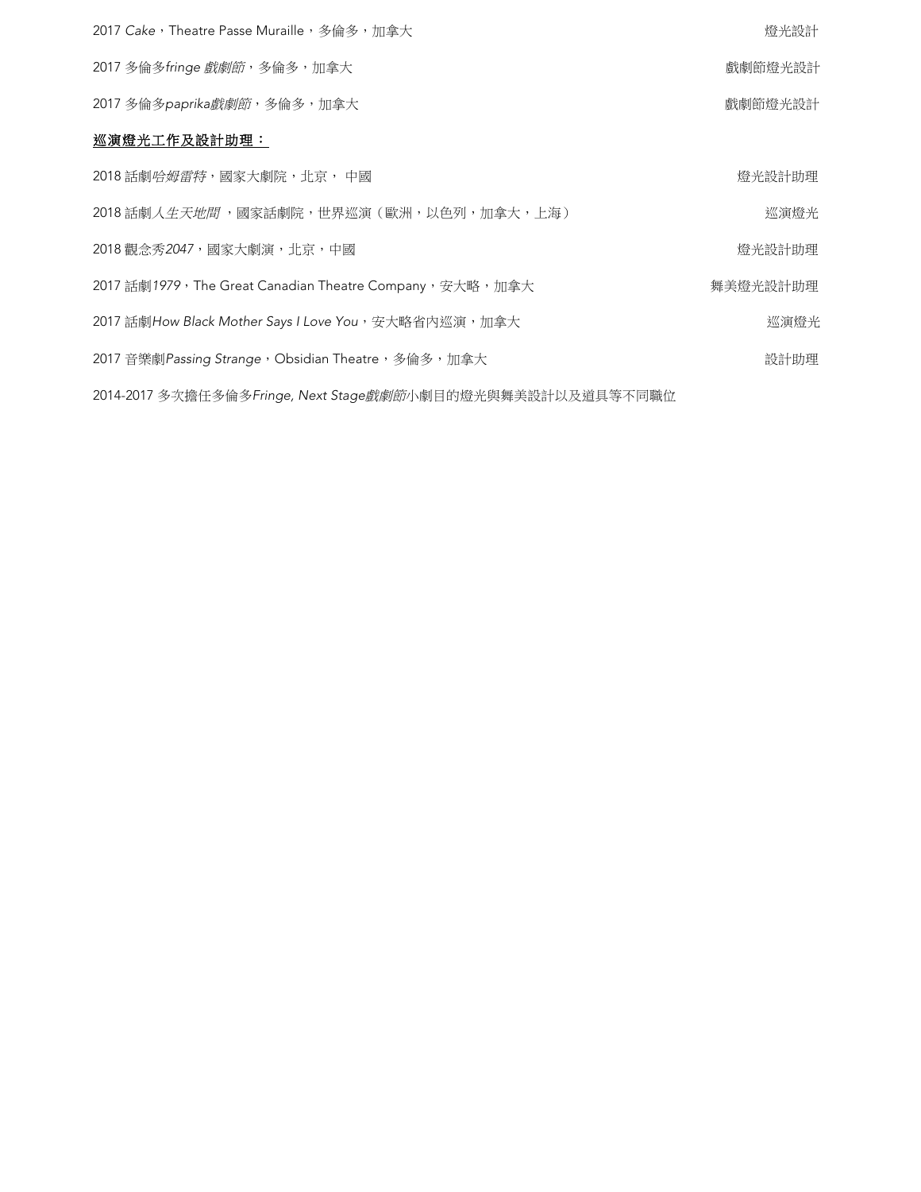2017 *Cake*，Theatre Passe Muraille，多倫多，加拿大 燈光設計

2017 *多倫多fringe 戲劇節*，多倫多，加拿大 戲劇節燈光設計

2017 *多倫多paprika戲劇節*，多倫多，加拿大 戲劇節燈光設計

**<u>巡演燈光工作及設計助理：</u>**

2018 話劇*哈姆雷特*，國家大劇院，北京， 中國 燈光設計助理

2018 話劇*人生天地間* ，國家話劇院，世界巡演（歐洲，以色列，加拿大，上海） 巡演燈光

2018 觀念秀*2047*，國家大劇演，北京，中國 燈光設計助理

2017 話劇*1979*，The Great Canadian Theatre Company，安大略，加拿大 舞美燈光設計助理

2017 話劇*How Black Mother Says I Love You*，安大略省內巡演，加拿大 巡演燈光

2017 音樂劇*Passing Strange*，Obsidian Theatre，多倫多，加拿大 設計助理

2014-2017 多次擔任多倫多*Fringe, Next Stage戲劇節*小劇目的燈光與舞美設計以及道具等不同職位